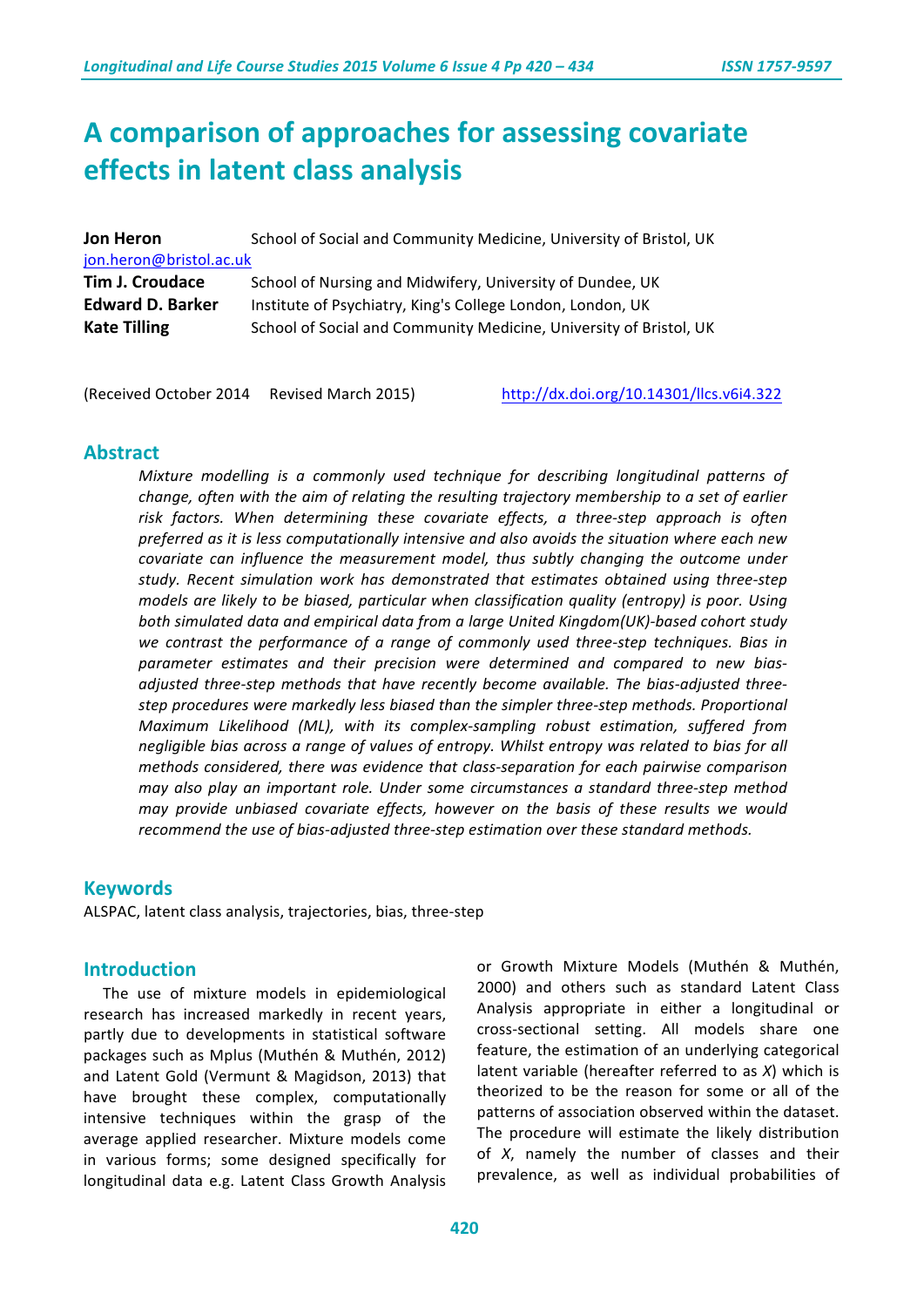# A comparison of approaches for assessing covariate effects in latent class analysis

**Jon Heron** School of Social and Community Medicine, University of Bristol, UK
jon.heron@bristol.ac.uk
**Tim J. Croudace** School of Nursing and Midwifery, University of Dundee, UK
**Edward D. Barker** Institute of Psychiatry, King's College London, London, UK
**Kate Tilling** School of Social and Community Medicine, University of Bristol, UK

(Received October 2014 Revised March 2015) http://dx.doi.org/10.14301/llcs.v6i4.322

## Abstract

*Mixture modelling is a commonly used technique for describing longitudinal patterns of change, often with the aim of relating the resulting trajectory membership to a set of earlier risk factors. When determining these covariate effects, a three-step approach is often preferred as it is less computationally intensive and also avoids the situation where each new covariate can influence the measurement model, thus subtly changing the outcome under study. Recent simulation work has demonstrated that estimates obtained using three-step models are likely to be biased, particular when classification quality (entropy) is poor. Using both simulated data and empirical data from a large United Kingdom(UK)-based cohort study we contrast the performance of a range of commonly used three-step techniques. Bias in parameter estimates and their precision were determined and compared to new bias-adjusted three-step methods that have recently become available. The bias-adjusted three-step procedures were markedly less biased than the simpler three-step methods. Proportional Maximum Likelihood (ML), with its complex-sampling robust estimation, suffered from negligible bias across a range of values of entropy. Whilst entropy was related to bias for all methods considered, there was evidence that class-separation for each pairwise comparison may also play an important role. Under some circumstances a standard three-step method may provide unbiased covariate effects, however on the basis of these results we would recommend the use of bias-adjusted three-step estimation over these standard methods.*

## Keywords

ALSPAC, latent class analysis, trajectories, bias, three-step

## Introduction

The use of mixture models in epidemiological research has increased markedly in recent years, partly due to developments in statistical software packages such as Mplus (Muthén & Muthén, 2012) and Latent Gold (Vermunt & Magidson, 2013) that have brought these complex, computationally intensive techniques within the grasp of the average applied researcher. Mixture models come in various forms; some designed specifically for longitudinal data e.g. Latent Class Growth Analysis or Growth Mixture Models (Muthén & Muthén, 2000) and others such as standard Latent Class Analysis appropriate in either a longitudinal or cross-sectional setting. All models share one feature, the estimation of an underlying categorical latent variable (hereafter referred to as *X*) which is theorized to be the reason for some or all of the patterns of association observed within the dataset. The procedure will estimate the likely distribution of *X*, namely the number of classes and their prevalence, as well as individual probabilities of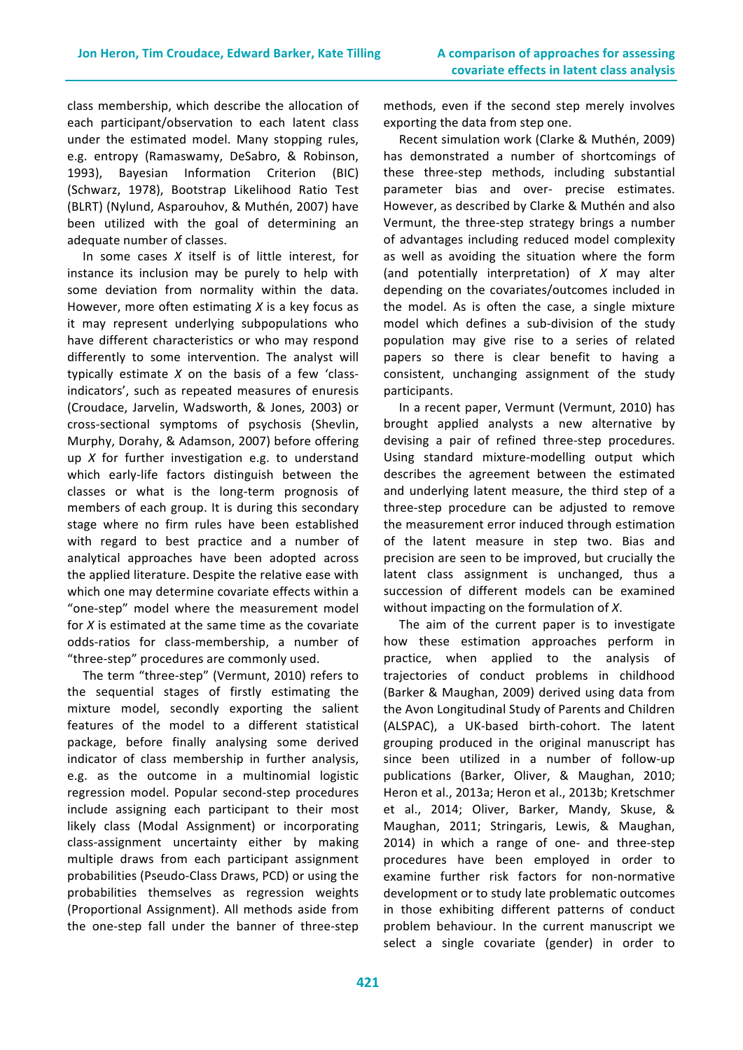class membership, which describe the allocation of each participant/observation to each latent class under the estimated model. Many stopping rules, e.g. entropy (Ramaswamy, DeSabro, & Robinson, 1993), Bayesian Information Criterion (BIC) (Schwarz, 1978), Bootstrap Likelihood Ratio Test (BLRT) (Nylund, Asparouhov, & Muthén, 2007) have been utilized with the goal of determining an adequate number of classes.

In some cases *X* itself is of little interest, for instance its inclusion may be purely to help with some deviation from normality within the data. However, more often estimating *X* is a key focus as it may represent underlying subpopulations who have different characteristics or who may respond differently to some intervention. The analyst will typically estimate *X* on the basis of a few 'class-indicators', such as repeated measures of enuresis (Croudace, Jarvelin, Wadsworth, & Jones, 2003) or cross-sectional symptoms of psychosis (Shevlin, Murphy, Dorahy, & Adamson, 2007) before offering up *X* for further investigation e.g. to understand which early-life factors distinguish between the classes or what is the long-term prognosis of members of each group. It is during this secondary stage where no firm rules have been established with regard to best practice and a number of analytical approaches have been adopted across the applied literature. Despite the relative ease with which one may determine covariate effects within a "one-step" model where the measurement model for *X* is estimated at the same time as the covariate odds-ratios for class-membership, a number of "three-step" procedures are commonly used.

The term "three-step" (Vermunt, 2010) refers to the sequential stages of firstly estimating the mixture model, secondly exporting the salient features of the model to a different statistical package, before finally analysing some derived indicator of class membership in further analysis, e.g. as the outcome in a multinomial logistic regression model. Popular second-step procedures include assigning each participant to their most likely class (Modal Assignment) or incorporating class-assignment uncertainty either by making multiple draws from each participant assignment probabilities (Pseudo-Class Draws, PCD) or using the probabilities themselves as regression weights (Proportional Assignment). All methods aside from the one-step fall under the banner of three-step methods, even if the second step merely involves exporting the data from step one.

Recent simulation work (Clarke & Muthén, 2009) has demonstrated a number of shortcomings of these three-step methods, including substantial parameter bias and over- precise estimates. However, as described by Clarke & Muthén and also Vermunt, the three-step strategy brings a number of advantages including reduced model complexity as well as avoiding the situation where the form (and potentially interpretation) of *X* may alter depending on the covariates/outcomes included in the model. As is often the case, a single mixture model which defines a sub-division of the study population may give rise to a series of related papers so there is clear benefit to having a consistent, unchanging assignment of the study participants.

In a recent paper, Vermunt (Vermunt, 2010) has brought applied analysts a new alternative by devising a pair of refined three-step procedures. Using standard mixture-modelling output which describes the agreement between the estimated and underlying latent measure, the third step of a three-step procedure can be adjusted to remove the measurement error induced through estimation of the latent measure in step two. Bias and precision are seen to be improved, but crucially the latent class assignment is unchanged, thus a succession of different models can be examined without impacting on the formulation of *X*.

The aim of the current paper is to investigate how these estimation approaches perform in practice, when applied to the analysis of trajectories of conduct problems in childhood (Barker & Maughan, 2009) derived using data from the Avon Longitudinal Study of Parents and Children (ALSPAC), a UK-based birth-cohort. The latent grouping produced in the original manuscript has since been utilized in a number of follow-up publications (Barker, Oliver, & Maughan, 2010; Heron et al., 2013a; Heron et al., 2013b; Kretschmer et al., 2014; Oliver, Barker, Mandy, Skuse, & Maughan, 2011; Stringaris, Lewis, & Maughan, 2014) in which a range of one- and three-step procedures have been employed in order to examine further risk factors for non-normative development or to study late problematic outcomes in those exhibiting different patterns of conduct problem behaviour. In the current manuscript we select a single covariate (gender) in order to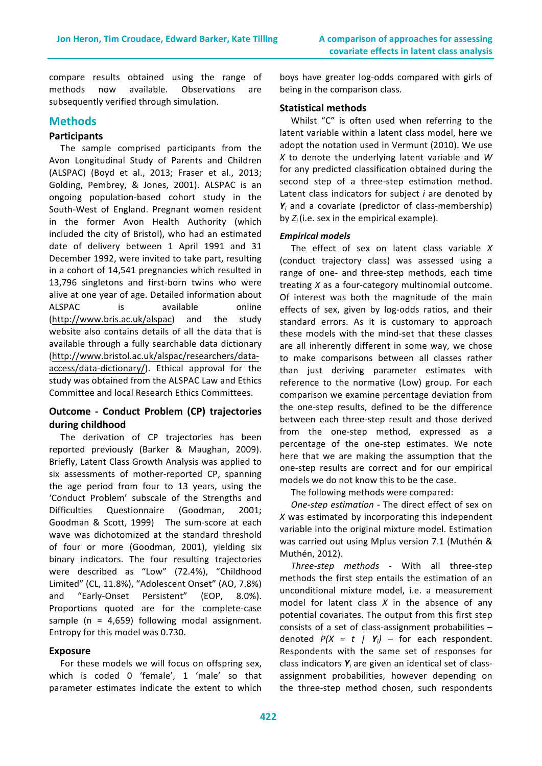compare results obtained using the range of methods now available. Observations are subsequently verified through simulation.

## Methods

### Participants

The sample comprised participants from the Avon Longitudinal Study of Parents and Children (ALSPAC) (Boyd et al., 2013; Fraser et al., 2013; Golding, Pembrey, & Jones, 2001). ALSPAC is an ongoing population-based cohort study in the South-West of England. Pregnant women resident in the former Avon Health Authority (which included the city of Bristol), who had an estimated date of delivery between 1 April 1991 and 31 December 1992, were invited to take part, resulting in a cohort of 14,541 pregnancies which resulted in 13,796 singletons and first-born twins who were alive at one year of age. Detailed information about ALSPAC is available online (http://www.bris.ac.uk/alspac) and the study website also contains details of all the data that is available through a fully searchable data dictionary (http://www.bristol.ac.uk/alspac/researchers/data-access/data-dictionary/). Ethical approval for the study was obtained from the ALSPAC Law and Ethics Committee and local Research Ethics Committees.

### Outcome - Conduct Problem (CP) trajectories during childhood

The derivation of CP trajectories has been reported previously (Barker & Maughan, 2009). Briefly, Latent Class Growth Analysis was applied to six assessments of mother-reported CP, spanning the age period from four to 13 years, using the 'Conduct Problem' subscale of the Strengths and Difficulties Questionnaire (Goodman, 2001; Goodman & Scott, 1999) The sum-score at each wave was dichotomized at the standard threshold of four or more (Goodman, 2001), yielding six binary indicators. The four resulting trajectories were described as "Low" (72.4%), "Childhood Limited" (CL, 11.8%), "Adolescent Onset" (AO, 7.8%) and "Early-Onset Persistent" (EOP, 8.0%). Proportions quoted are for the complete-case sample (n = 4,659) following modal assignment. Entropy for this model was 0.730.

### Exposure

For these models we will focus on offspring sex, which is coded 0 'female', 1 'male' so that parameter estimates indicate the extent to which boys have greater log-odds compared with girls of being in the comparison class.

### Statistical methods

Whilst "C" is often used when referring to the latent variable within a latent class model, here we adopt the notation used in Vermunt (2010). We use $X$ to denote the underlying latent variable and $W$ for any predicted classification obtained during the second step of a three-step estimation method. Latent class indicators for subject $i$ are denoted by $\boldsymbol{Y}_i$ and a covariate (predictor of class-membership) by $Z_i$ (i.e. sex in the empirical example).

#### *Empirical models*

The effect of sex on latent class variable $X$ (conduct trajectory class) was assessed using a range of one- and three-step methods, each time treating $X$ as a four-category multinomial outcome. Of interest was both the magnitude of the main effects of sex, given by log-odds ratios, and their standard errors. As it is customary to approach these models with the mind-set that these classes are all inherently different in some way, we chose to make comparisons between all classes rather than just deriving parameter estimates with reference to the normative (Low) group. For each comparison we examine percentage deviation from the one-step results, defined to be the difference between each three-step result and those derived from the one-step method, expressed as a percentage of the one-step estimates. We note here that we are making the assumption that the one-step results are correct and for our empirical models we do not know this to be the case.

The following methods were compared:

*One-step estimation* - The direct effect of sex on $X$ was estimated by incorporating this independent variable into the original mixture model. Estimation was carried out using Mplus version 7.1 (Muthén & Muthén, 2012).

*Three-step methods* - With all three-step methods the first step entails the estimation of an unconditional mixture model, i.e. a measurement model for latent class $X$ in the absence of any potential covariates. The output from this first step consists of a set of class-assignment probabilities – denoted $P(X = t \mid \boldsymbol{Y}_i)$ – for each respondent. Respondents with the same set of responses for class indicators $\boldsymbol{Y}_i$ are given an identical set of class-assignment probabilities, however depending on the three-step method chosen, such respondents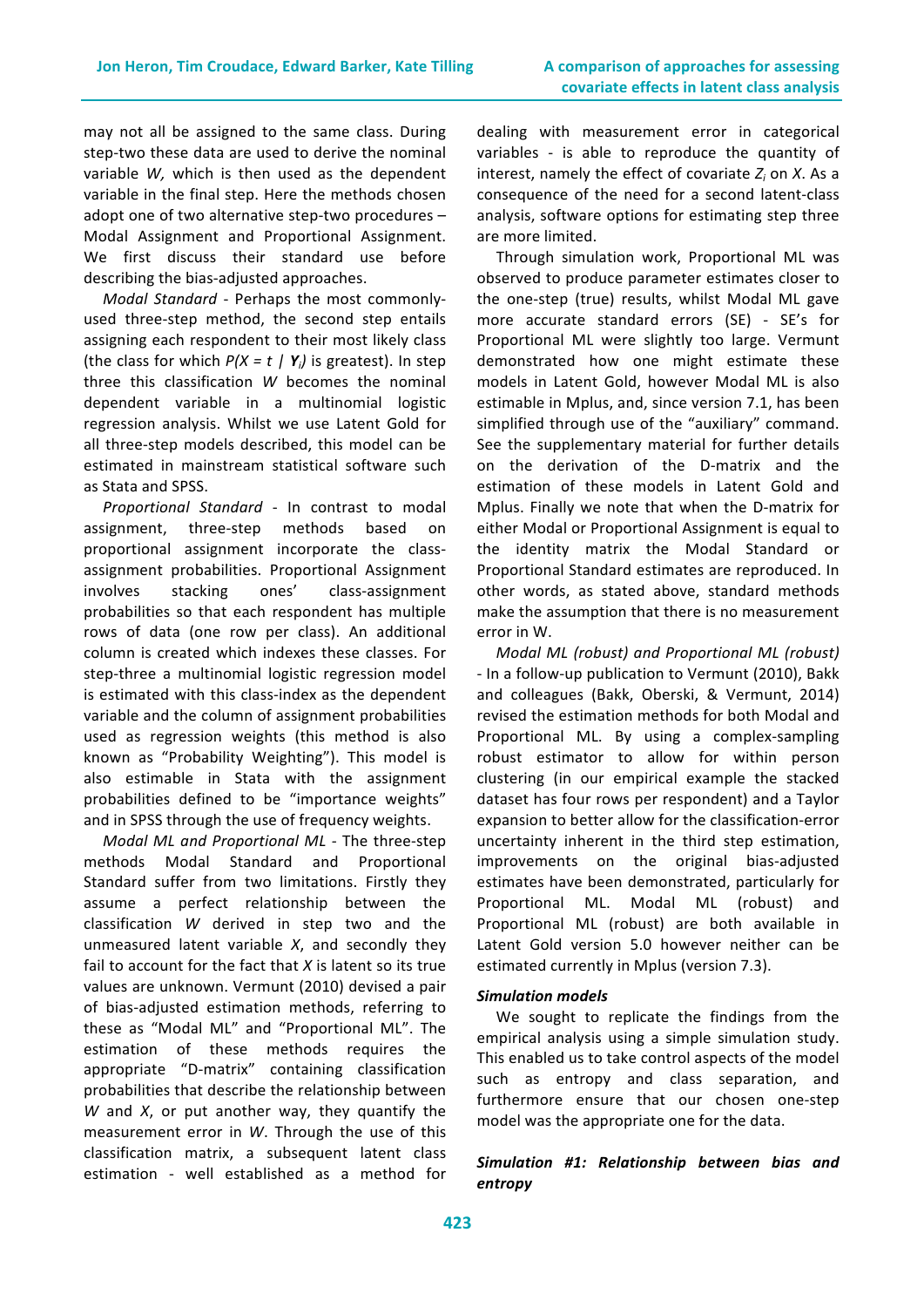may not all be assigned to the same class. During step-two these data are used to derive the nominal variable *W,* which is then used as the dependent variable in the final step. Here the methods chosen adopt one of two alternative step-two procedures – Modal Assignment and Proportional Assignment. We first discuss their standard use before describing the bias-adjusted approaches.

*Modal Standard* - Perhaps the most commonly-used three-step method, the second step entails assigning each respondent to their most likely class (the class for which $P(X = t \mid \mathbf{Y}_i)$ is greatest). In step three this classification *W* becomes the nominal dependent variable in a multinomial logistic regression analysis. Whilst we use Latent Gold for all three-step models described, this model can be estimated in mainstream statistical software such as Stata and SPSS.

*Proportional Standard* - In contrast to modal assignment, three-step methods based on proportional assignment incorporate the class-assignment probabilities. Proportional Assignment involves stacking ones' class-assignment probabilities so that each respondent has multiple rows of data (one row per class). An additional column is created which indexes these classes. For step-three a multinomial logistic regression model is estimated with this class-index as the dependent variable and the column of assignment probabilities used as regression weights (this method is also known as "Probability Weighting"). This model is also estimable in Stata with the assignment probabilities defined to be "importance weights" and in SPSS through the use of frequency weights.

*Modal ML and Proportional ML* - The three-step methods Modal Standard and Proportional Standard suffer from two limitations. Firstly they assume a perfect relationship between the classification *W* derived in step two and the unmeasured latent variable *X*, and secondly they fail to account for the fact that *X* is latent so its true values are unknown. Vermunt (2010) devised a pair of bias-adjusted estimation methods, referring to these as "Modal ML" and "Proportional ML". The estimation of these methods requires the appropriate "D-matrix" containing classification probabilities that describe the relationship between *W* and *X*, or put another way, they quantify the measurement error in *W*. Through the use of this classification matrix, a subsequent latent class estimation - well established as a method for dealing with measurement error in categorical variables - is able to reproduce the quantity of interest, namely the effect of covariate $Z_i$ on *X*. As a consequence of the need for a second latent-class analysis, software options for estimating step three are more limited.

Through simulation work, Proportional ML was observed to produce parameter estimates closer to the one-step (true) results, whilst Modal ML gave more accurate standard errors (SE) - SE's for Proportional ML were slightly too large. Vermunt demonstrated how one might estimate these models in Latent Gold, however Modal ML is also estimable in Mplus, and, since version 7.1, has been simplified through use of the "auxiliary" command. See the supplementary material for further details on the derivation of the D-matrix and the estimation of these models in Latent Gold and Mplus. Finally we note that when the D-matrix for either Modal or Proportional Assignment is equal to the identity matrix the Modal Standard or Proportional Standard estimates are reproduced. In other words, as stated above, standard methods make the assumption that there is no measurement error in W.

*Modal ML (robust) and Proportional ML (robust)* - In a follow-up publication to Vermunt (2010), Bakk and colleagues (Bakk, Oberski, & Vermunt, 2014) revised the estimation methods for both Modal and Proportional ML. By using a complex-sampling robust estimator to allow for within person clustering (in our empirical example the stacked dataset has four rows per respondent) and a Taylor expansion to better allow for the classification-error uncertainty inherent in the third step estimation, improvements on the original bias-adjusted estimates have been demonstrated, particularly for Proportional ML. Modal ML (robust) and Proportional ML (robust) are both available in Latent Gold version 5.0 however neither can be estimated currently in Mplus (version 7.3).

### Simulation models

We sought to replicate the findings from the empirical analysis using a simple simulation study. This enabled us to take control aspects of the model such as entropy and class separation, and furthermore ensure that our chosen one-step model was the appropriate one for the data.

#### *Simulation #1: Relationship between bias and entropy*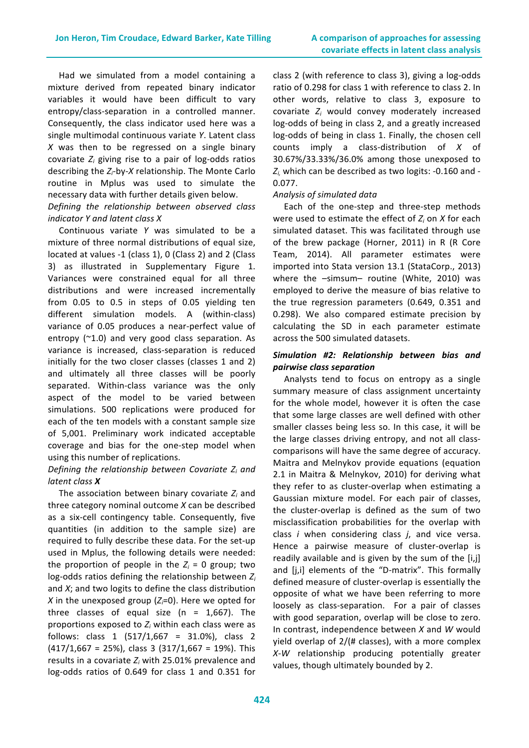Had we simulated from a model containing a mixture derived from repeated binary indicator variables it would have been difficult to vary entropy/class-separation in a controlled manner. Consequently, the class indicator used here was a single multimodal continuous variate *Y*. Latent class *X* was then to be regressed on a single binary covariate $Z_i$ giving rise to a pair of log-odds ratios describing the $Z_i$-by-*X* relationship. The Monte Carlo routine in Mplus was used to simulate the necessary data with further details given below.

*Defining the relationship between observed class indicator Y and latent class X*

Continuous variate *Y* was simulated to be a mixture of three normal distributions of equal size, located at values -1 (class 1), 0 (Class 2) and 2 (Class 3) as illustrated in Supplementary Figure 1. Variances were constrained equal for all three distributions and were increased incrementally from 0.05 to 0.5 in steps of 0.05 yielding ten different simulation models. A (within-class) variance of 0.05 produces a near-perfect value of entropy (~1.0) and very good class separation. As variance is increased, class-separation is reduced initially for the two closer classes (classes 1 and 2) and ultimately all three classes will be poorly separated. Within-class variance was the only aspect of the model to be varied between simulations. 500 replications were produced for each of the ten models with a constant sample size of 5,001. Preliminary work indicated acceptable coverage and bias for the one-step model when using this number of replications.

*Defining the relationship between Covariate $Z_i$ and latent class **X***

The association between binary covariate $Z_i$ and three category nominal outcome *X* can be described as a six-cell contingency table. Consequently, five quantities (in addition to the sample size) are required to fully describe these data. For the set-up used in Mplus, the following details were needed: the proportion of people in the $Z_i$ = 0 group; two log-odds ratios defining the relationship between $Z_i$ and *X*; and two logits to define the class distribution *X* in the unexposed group ($Z_i$=0). Here we opted for three classes of equal size (n = 1,667). The proportions exposed to $Z_i$ within each class were as follows: class 1 (517/1,667 = 31.0%), class 2 (417/1,667 = 25%), class 3 (317/1,667 = 19%). This results in a covariate $Z_i$ with 25.01% prevalence and log-odds ratios of 0.649 for class 1 and 0.351 for class 2 (with reference to class 3), giving a log-odds ratio of 0.298 for class 1 with reference to class 2. In other words, relative to class 3, exposure to covariate $Z_i$ would convey moderately increased log-odds of being in class 2, and a greatly increased log-odds of being in class 1. Finally, the chosen cell counts imply a class-distribution of *X* of 30.67%/33.33%/36.0% among those unexposed to $Z_i$, which can be described as two logits: -0.160 and -0.077.

*Analysis of simulated data*

Each of the one-step and three-step methods were used to estimate the effect of $Z_i$ on *X* for each simulated dataset. This was facilitated through use of the brew package (Horner, 2011) in R (R Core Team, 2014). All parameter estimates were imported into Stata version 13.1 (StataCorp., 2013) where the –simsum– routine (White, 2010) was employed to derive the measure of bias relative to the true regression parameters (0.649, 0.351 and 0.298). We also compared estimate precision by calculating the SD in each parameter estimate across the 500 simulated datasets.

***Simulation #2: Relationship between bias and pairwise class separation***

Analysts tend to focus on entropy as a single summary measure of class assignment uncertainty for the whole model, however it is often the case that some large classes are well defined with other smaller classes being less so. In this case, it will be the large classes driving entropy, and not all class-comparisons will have the same degree of accuracy. Maitra and Melnykov provide equations (equation 2.1 in Maitra & Melnykov, 2010) for deriving what they refer to as cluster-overlap when estimating a Gaussian mixture model. For each pair of classes, the cluster-overlap is defined as the sum of two misclassification probabilities for the overlap with class *i* when considering class *j*, and vice versa. Hence a pairwise measure of cluster-overlap is readily available and is given by the sum of the [i,j] and [j,i] elements of the "D-matrix". This formally defined measure of cluster-overlap is essentially the opposite of what we have been referring to more loosely as class-separation. For a pair of classes with good separation, overlap will be close to zero. In contrast, independence between *X* and *W* would yield overlap of 2/(# classes), with a more complex *X*-*W* relationship producing potentially greater values, though ultimately bounded by 2.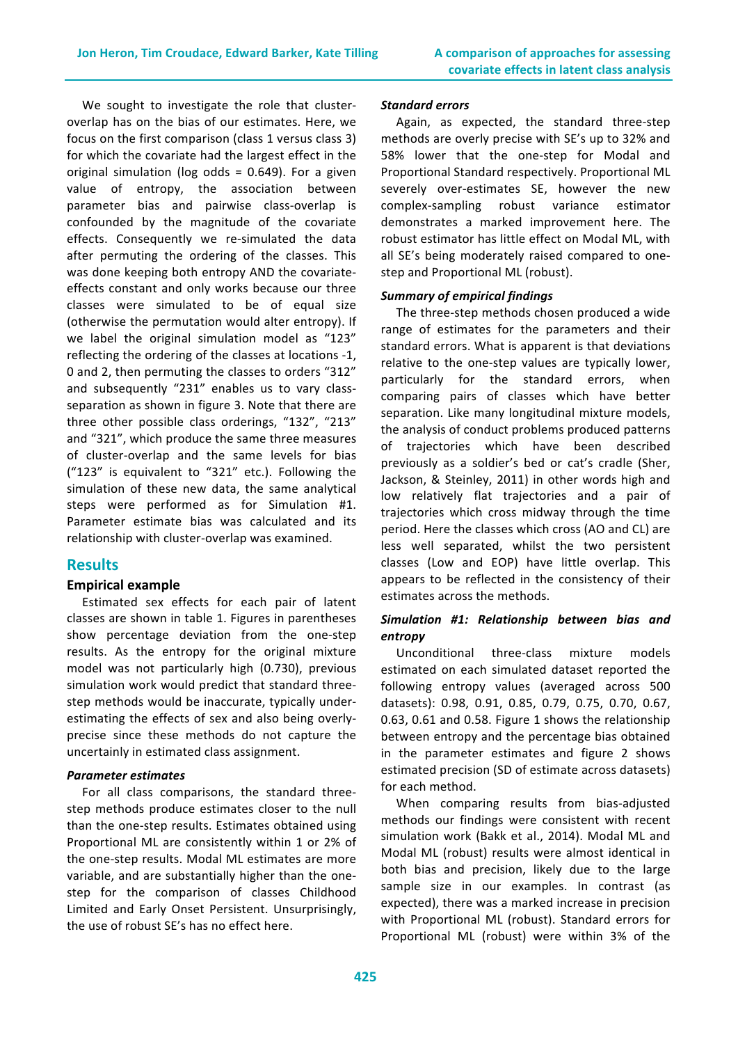We sought to investigate the role that cluster-overlap has on the bias of our estimates. Here, we focus on the first comparison (class 1 versus class 3) for which the covariate had the largest effect in the original simulation (log odds = 0.649). For a given value of entropy, the association between parameter bias and pairwise class-overlap is confounded by the magnitude of the covariate effects. Consequently we re-simulated the data after permuting the ordering of the classes. This was done keeping both entropy AND the covariate-effects constant and only works because our three classes were simulated to be of equal size (otherwise the permutation would alter entropy). If we label the original simulation model as "123" reflecting the ordering of the classes at locations -1, 0 and 2, then permuting the classes to orders "312" and subsequently "231" enables us to vary class-separation as shown in figure 3. Note that there are three other possible class orderings, "132", "213" and "321", which produce the same three measures of cluster-overlap and the same levels for bias ("123" is equivalent to "321" etc.). Following the simulation of these new data, the same analytical steps were performed as for Simulation #1. Parameter estimate bias was calculated and its relationship with cluster-overlap was examined.

## Results

### Empirical example

Estimated sex effects for each pair of latent classes are shown in table 1. Figures in parentheses show percentage deviation from the one-step results. As the entropy for the original mixture model was not particularly high (0.730), previous simulation work would predict that standard three-step methods would be inaccurate, typically under-estimating the effects of sex and also being overly-precise since these methods do not capture the uncertainly in estimated class assignment.

#### *Parameter estimates*

For all class comparisons, the standard three-step methods produce estimates closer to the null than the one-step results. Estimates obtained using Proportional ML are consistently within 1 or 2% of the one-step results. Modal ML estimates are more variable, and are substantially higher than the one-step for the comparison of classes Childhood Limited and Early Onset Persistent. Unsurprisingly, the use of robust SE's has no effect here.

#### *Standard errors*

Again, as expected, the standard three-step methods are overly precise with SE's up to 32% and 58% lower that the one-step for Modal and Proportional Standard respectively. Proportional ML severely over-estimates SE, however the new complex-sampling robust variance estimator demonstrates a marked improvement here. The robust estimator has little effect on Modal ML, with all SE's being moderately raised compared to one-step and Proportional ML (robust).

#### *Summary of empirical findings*

The three-step methods chosen produced a wide range of estimates for the parameters and their standard errors. What is apparent is that deviations relative to the one-step values are typically lower, particularly for the standard errors, when comparing pairs of classes which have better separation. Like many longitudinal mixture models, the analysis of conduct problems produced patterns of trajectories which have been described previously as a soldier's bed or cat's cradle (Sher, Jackson, & Steinley, 2011) in other words high and low relatively flat trajectories and a pair of trajectories which cross midway through the time period. Here the classes which cross (AO and CL) are less well separated, whilst the two persistent classes (Low and EOP) have little overlap. This appears to be reflected in the consistency of their estimates across the methods.

#### *Simulation #1: Relationship between bias and entropy*

Unconditional three-class mixture models estimated on each simulated dataset reported the following entropy values (averaged across 500 datasets): 0.98, 0.91, 0.85, 0.79, 0.75, 0.70, 0.67, 0.63, 0.61 and 0.58. Figure 1 shows the relationship between entropy and the percentage bias obtained in the parameter estimates and figure 2 shows estimated precision (SD of estimate across datasets) for each method.

When comparing results from bias-adjusted methods our findings were consistent with recent simulation work (Bakk et al., 2014). Modal ML and Modal ML (robust) results were almost identical in both bias and precision, likely due to the large sample size in our examples. In contrast (as expected), there was a marked increase in precision with Proportional ML (robust). Standard errors for Proportional ML (robust) were within 3% of the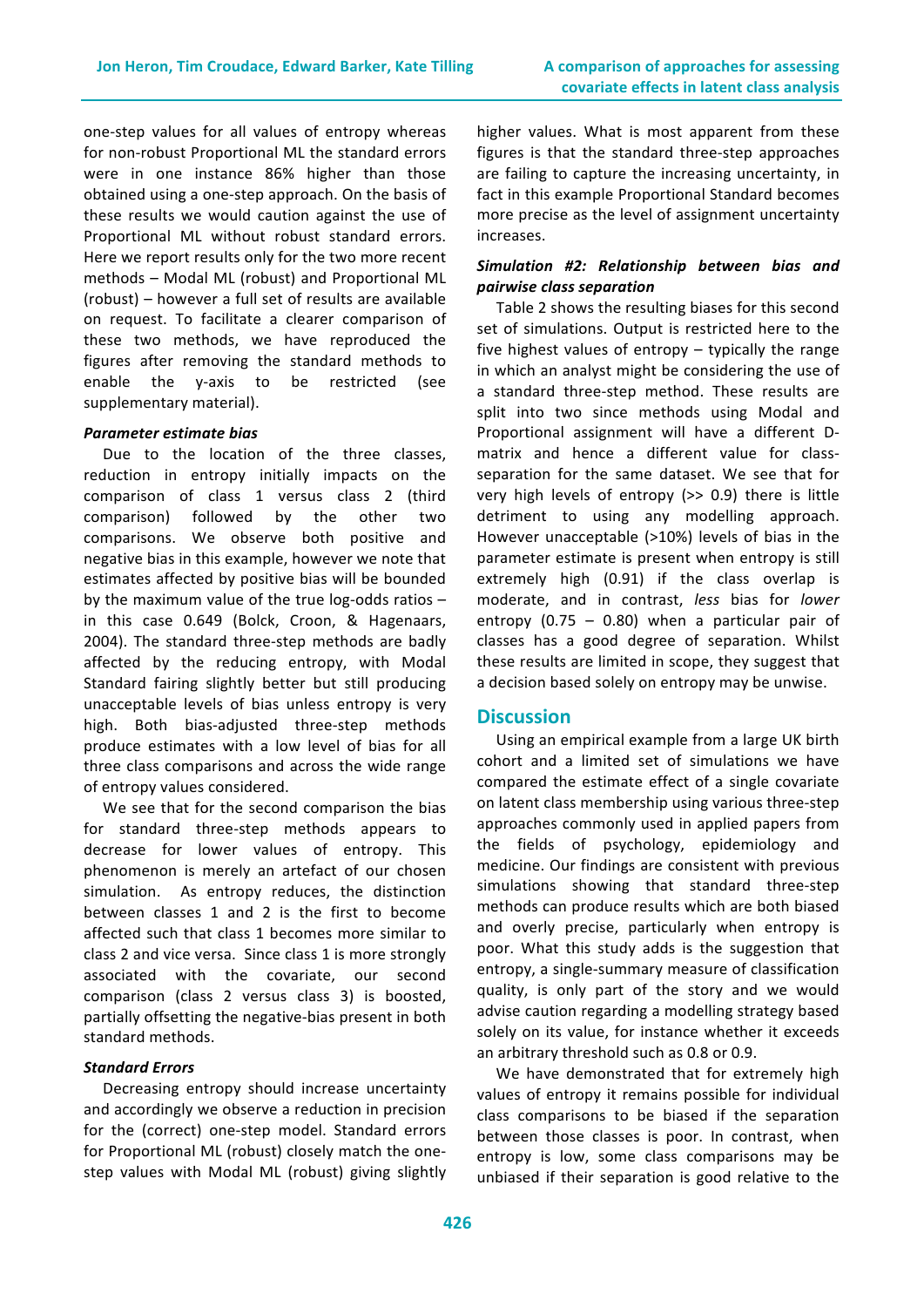one-step values for all values of entropy whereas for non-robust Proportional ML the standard errors were in one instance 86% higher than those obtained using a one-step approach. On the basis of these results we would caution against the use of Proportional ML without robust standard errors. Here we report results only for the two more recent methods – Modal ML (robust) and Proportional ML (robust) – however a full set of results are available on request. To facilitate a clearer comparison of these two methods, we have reproduced the figures after removing the standard methods to enable the y-axis to be restricted (see supplementary material).

#### *Parameter estimate bias*

Due to the location of the three classes, reduction in entropy initially impacts on the comparison of class 1 versus class 2 (third comparison) followed by the other two comparisons. We observe both positive and negative bias in this example, however we note that estimates affected by positive bias will be bounded by the maximum value of the true log-odds ratios – in this case 0.649 (Bolck, Croon, & Hagenaars, 2004). The standard three-step methods are badly affected by the reducing entropy, with Modal Standard fairing slightly better but still producing unacceptable levels of bias unless entropy is very high. Both bias-adjusted three-step methods produce estimates with a low level of bias for all three class comparisons and across the wide range of entropy values considered.

We see that for the second comparison the bias for standard three-step methods appears to decrease for lower values of entropy. This phenomenon is merely an artefact of our chosen simulation. As entropy reduces, the distinction between classes 1 and 2 is the first to become affected such that class 1 becomes more similar to class 2 and vice versa. Since class 1 is more strongly associated with the covariate, our second comparison (class 2 versus class 3) is boosted, partially offsetting the negative-bias present in both standard methods.

#### *Standard Errors*

Decreasing entropy should increase uncertainty and accordingly we observe a reduction in precision for the (correct) one-step model. Standard errors for Proportional ML (robust) closely match the one-step values with Modal ML (robust) giving slightly higher values. What is most apparent from these figures is that the standard three-step approaches are failing to capture the increasing uncertainty, in fact in this example Proportional Standard becomes more precise as the level of assignment uncertainty increases.

#### *Simulation #2: Relationship between bias and pairwise class separation*

Table 2 shows the resulting biases for this second set of simulations. Output is restricted here to the five highest values of entropy – typically the range in which an analyst might be considering the use of a standard three-step method. These results are split into two since methods using Modal and Proportional assignment will have a different D-matrix and hence a different value for class-separation for the same dataset. We see that for very high levels of entropy (>> 0.9) there is little detriment to using any modelling approach. However unacceptable (>10%) levels of bias in the parameter estimate is present when entropy is still extremely high (0.91) if the class overlap is moderate, and in contrast, *less* bias for *lower* entropy (0.75 – 0.80) when a particular pair of classes has a good degree of separation. Whilst these results are limited in scope, they suggest that a decision based solely on entropy may be unwise.

## Discussion

Using an empirical example from a large UK birth cohort and a limited set of simulations we have compared the estimate effect of a single covariate on latent class membership using various three-step approaches commonly used in applied papers from the fields of psychology, epidemiology and medicine. Our findings are consistent with previous simulations showing that standard three-step methods can produce results which are both biased and overly precise, particularly when entropy is poor. What this study adds is the suggestion that entropy, a single-summary measure of classification quality, is only part of the story and we would advise caution regarding a modelling strategy based solely on its value, for instance whether it exceeds an arbitrary threshold such as 0.8 or 0.9.

We have demonstrated that for extremely high values of entropy it remains possible for individual class comparisons to be biased if the separation between those classes is poor. In contrast, when entropy is low, some class comparisons may be unbiased if their separation is good relative to the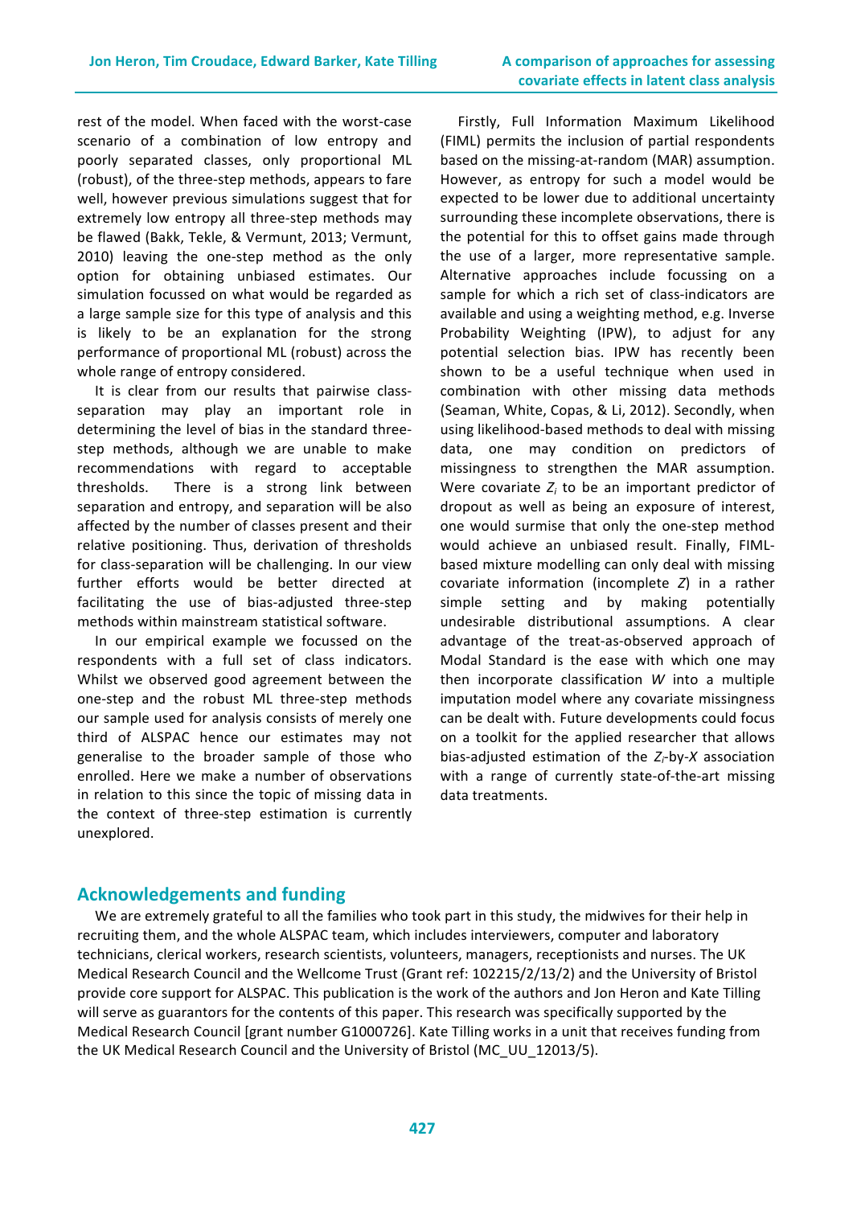rest of the model. When faced with the worst-case scenario of a combination of low entropy and poorly separated classes, only proportional ML (robust), of the three-step methods, appears to fare well, however previous simulations suggest that for extremely low entropy all three-step methods may be flawed (Bakk, Tekle, & Vermunt, 2013; Vermunt, 2010) leaving the one-step method as the only option for obtaining unbiased estimates. Our simulation focussed on what would be regarded as a large sample size for this type of analysis and this is likely to be an explanation for the strong performance of proportional ML (robust) across the whole range of entropy considered.

It is clear from our results that pairwise class-separation may play an important role in determining the level of bias in the standard three-step methods, although we are unable to make recommendations with regard to acceptable thresholds. There is a strong link between separation and entropy, and separation will be also affected by the number of classes present and their relative positioning. Thus, derivation of thresholds for class-separation will be challenging. In our view further efforts would be better directed at facilitating the use of bias-adjusted three-step methods within mainstream statistical software.

In our empirical example we focussed on the respondents with a full set of class indicators. Whilst we observed good agreement between the one-step and the robust ML three-step methods our sample used for analysis consists of merely one third of ALSPAC hence our estimates may not generalise to the broader sample of those who enrolled. Here we make a number of observations in relation to this since the topic of missing data in the context of three-step estimation is currently unexplored.

Firstly, Full Information Maximum Likelihood (FIML) permits the inclusion of partial respondents based on the missing-at-random (MAR) assumption. However, as entropy for such a model would be expected to be lower due to additional uncertainty surrounding these incomplete observations, there is the potential for this to offset gains made through the use of a larger, more representative sample. Alternative approaches include focussing on a sample for which a rich set of class-indicators are available and using a weighting method, e.g. Inverse Probability Weighting (IPW), to adjust for any potential selection bias. IPW has recently been shown to be a useful technique when used in combination with other missing data methods (Seaman, White, Copas, & Li, 2012). Secondly, when using likelihood-based methods to deal with missing data, one may condition on predictors of missingness to strengthen the MAR assumption. Were covariate $Z_i$ to be an important predictor of dropout as well as being an exposure of interest, one would surmise that only the one-step method would achieve an unbiased result. Finally, FIML-based mixture modelling can only deal with missing covariate information (incomplete $Z$) in a rather simple setting and by making potentially undesirable distributional assumptions. A clear advantage of the treat-as-observed approach of Modal Standard is the ease with which one may then incorporate classification $W$ into a multiple imputation model where any covariate missingness can be dealt with. Future developments could focus on a toolkit for the applied researcher that allows bias-adjusted estimation of the $Z_i$-by-$X$ association with a range of currently state-of-the-art missing data treatments.

## Acknowledgements and funding

We are extremely grateful to all the families who took part in this study, the midwives for their help in recruiting them, and the whole ALSPAC team, which includes interviewers, computer and laboratory technicians, clerical workers, research scientists, volunteers, managers, receptionists and nurses. The UK Medical Research Council and the Wellcome Trust (Grant ref: 102215/2/13/2) and the University of Bristol provide core support for ALSPAC. This publication is the work of the authors and Jon Heron and Kate Tilling will serve as guarantors for the contents of this paper. This research was specifically supported by the Medical Research Council [grant number G1000726]. Kate Tilling works in a unit that receives funding from the UK Medical Research Council and the University of Bristol (MC_UU_12013/5).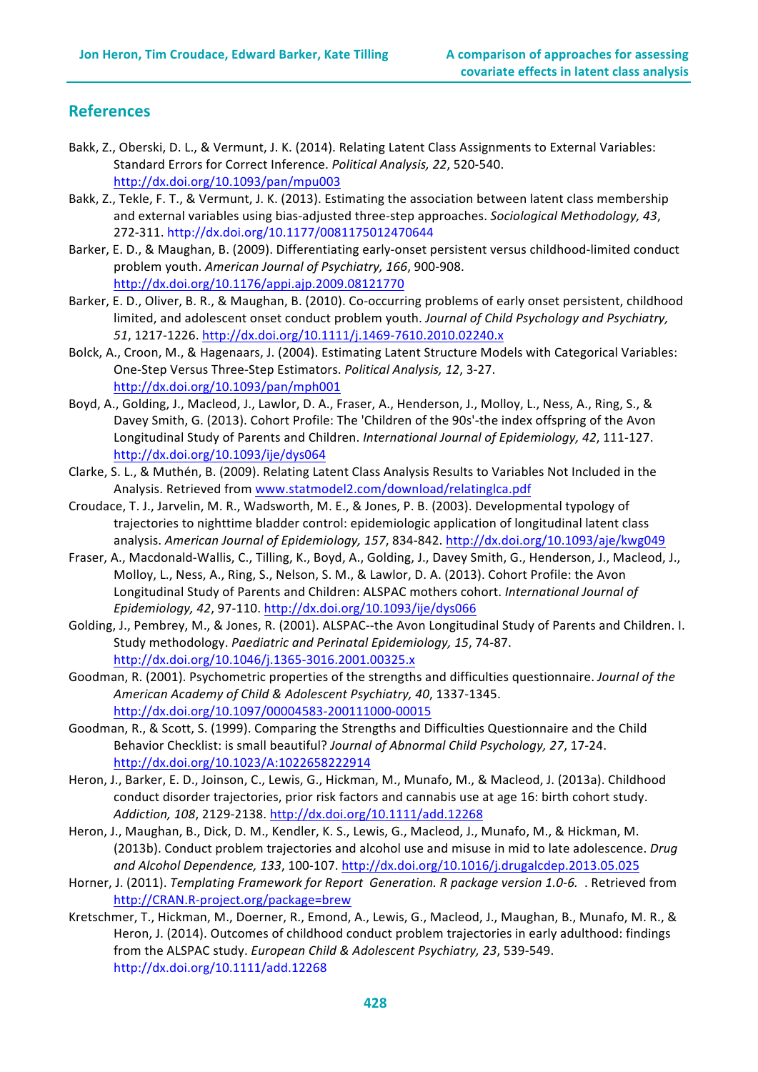## References

Bakk, Z., Oberski, D. L., & Vermunt, J. K. (2014). Relating Latent Class Assignments to External Variables: Standard Errors for Correct Inference. *Political Analysis, 22*, 520-540. http://dx.doi.org/10.1093/pan/mpu003

Bakk, Z., Tekle, F. T., & Vermunt, J. K. (2013). Estimating the association between latent class membership and external variables using bias-adjusted three-step approaches. *Sociological Methodology, 43*, 272-311. http://dx.doi.org/10.1177/0081175012470644

Barker, E. D., & Maughan, B. (2009). Differentiating early-onset persistent versus childhood-limited conduct problem youth. *American Journal of Psychiatry, 166*, 900-908. http://dx.doi.org/10.1176/appi.ajp.2009.08121770

Barker, E. D., Oliver, B. R., & Maughan, B. (2010). Co-occurring problems of early onset persistent, childhood limited, and adolescent onset conduct problem youth. *Journal of Child Psychology and Psychiatry, 51*, 1217-1226. http://dx.doi.org/10.1111/j.1469-7610.2010.02240.x

Bolck, A., Croon, M., & Hagenaars, J. (2004). Estimating Latent Structure Models with Categorical Variables: One-Step Versus Three-Step Estimators. *Political Analysis, 12*, 3-27. http://dx.doi.org/10.1093/pan/mph001

Boyd, A., Golding, J., Macleod, J., Lawlor, D. A., Fraser, A., Henderson, J., Molloy, L., Ness, A., Ring, S., & Davey Smith, G. (2013). Cohort Profile: The 'Children of the 90s'-the index offspring of the Avon Longitudinal Study of Parents and Children. *International Journal of Epidemiology, 42*, 111-127. http://dx.doi.org/10.1093/ije/dys064

Clarke, S. L., & Muthén, B. (2009). Relating Latent Class Analysis Results to Variables Not Included in the Analysis. Retrieved from www.statmodel2.com/download/relatinglca.pdf

Croudace, T. J., Jarvelin, M. R., Wadsworth, M. E., & Jones, P. B. (2003). Developmental typology of trajectories to nighttime bladder control: epidemiologic application of longitudinal latent class analysis. *American Journal of Epidemiology, 157*, 834-842. http://dx.doi.org/10.1093/aje/kwg049

Fraser, A., Macdonald-Wallis, C., Tilling, K., Boyd, A., Golding, J., Davey Smith, G., Henderson, J., Macleod, J., Molloy, L., Ness, A., Ring, S., Nelson, S. M., & Lawlor, D. A. (2013). Cohort Profile: the Avon Longitudinal Study of Parents and Children: ALSPAC mothers cohort. *International Journal of Epidemiology, 42*, 97-110. http://dx.doi.org/10.1093/ije/dys066

Golding, J., Pembrey, M., & Jones, R. (2001). ALSPAC--the Avon Longitudinal Study of Parents and Children. I. Study methodology. *Paediatric and Perinatal Epidemiology, 15*, 74-87. http://dx.doi.org/10.1046/j.1365-3016.2001.00325.x

Goodman, R. (2001). Psychometric properties of the strengths and difficulties questionnaire. *Journal of the American Academy of Child & Adolescent Psychiatry, 40*, 1337-1345. http://dx.doi.org/10.1097/00004583-200111000-00015

Goodman, R., & Scott, S. (1999). Comparing the Strengths and Difficulties Questionnaire and the Child Behavior Checklist: is small beautiful? *Journal of Abnormal Child Psychology, 27*, 17-24. http://dx.doi.org/10.1023/A:1022658222914

Heron, J., Barker, E. D., Joinson, C., Lewis, G., Hickman, M., Munafo, M., & Macleod, J. (2013a). Childhood conduct disorder trajectories, prior risk factors and cannabis use at age 16: birth cohort study. *Addiction, 108*, 2129-2138. http://dx.doi.org/10.1111/add.12268

Heron, J., Maughan, B., Dick, D. M., Kendler, K. S., Lewis, G., Macleod, J., Munafo, M., & Hickman, M. (2013b). Conduct problem trajectories and alcohol use and misuse in mid to late adolescence. *Drug and Alcohol Dependence, 133*, 100-107. http://dx.doi.org/10.1016/j.drugalcdep.2013.05.025

Horner, J. (2011). *Templating Framework for Report Generation. R package version 1.0-6.* . Retrieved from http://CRAN.R-project.org/package=brew

Kretschmer, T., Hickman, M., Doerner, R., Emond, A., Lewis, G., Macleod, J., Maughan, B., Munafo, M. R., & Heron, J. (2014). Outcomes of childhood conduct problem trajectories in early adulthood: findings from the ALSPAC study. *European Child & Adolescent Psychiatry, 23*, 539-549. http://dx.doi.org/10.1111/add.12268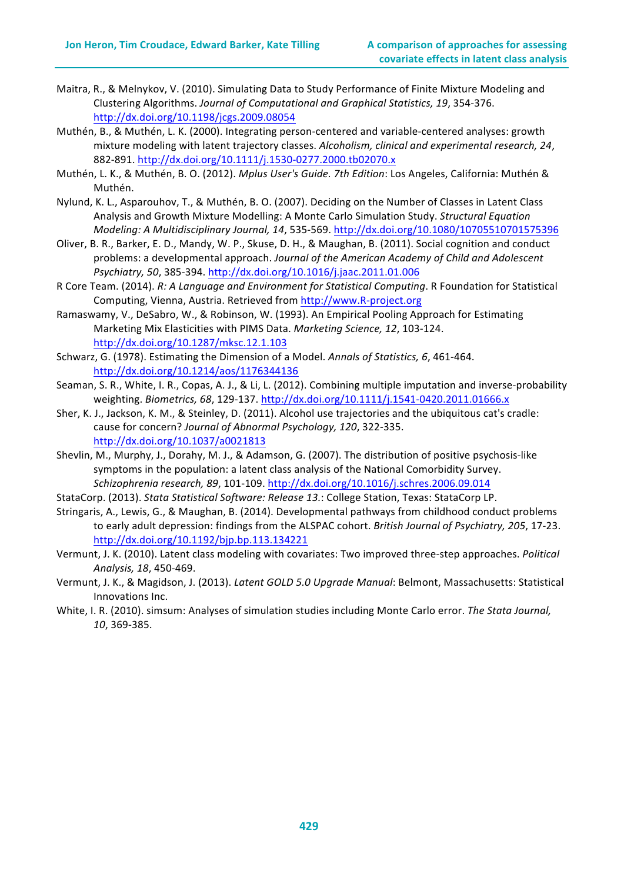Maitra, R., & Melnykov, V. (2010). Simulating Data to Study Performance of Finite Mixture Modeling and Clustering Algorithms. *Journal of Computational and Graphical Statistics, 19*, 354-376. http://dx.doi.org/10.1198/jcgs.2009.08054

Muthén, B., & Muthén, L. K. (2000). Integrating person-centered and variable-centered analyses: growth mixture modeling with latent trajectory classes. *Alcoholism, clinical and experimental research, 24*, 882-891. http://dx.doi.org/10.1111/j.1530-0277.2000.tb02070.x

Muthén, L. K., & Muthén, B. O. (2012). *Mplus User's Guide. 7th Edition*: Los Angeles, California: Muthén & Muthén.

Nylund, K. L., Asparouhov, T., & Muthén, B. O. (2007). Deciding on the Number of Classes in Latent Class Analysis and Growth Mixture Modelling: A Monte Carlo Simulation Study. *Structural Equation Modeling: A Multidisciplinary Journal, 14*, 535-569. http://dx.doi.org/10.1080/10705510701575396

Oliver, B. R., Barker, E. D., Mandy, W. P., Skuse, D. H., & Maughan, B. (2011). Social cognition and conduct problems: a developmental approach. *Journal of the American Academy of Child and Adolescent Psychiatry, 50*, 385-394. http://dx.doi.org/10.1016/j.jaac.2011.01.006

R Core Team. (2014). *R: A Language and Environment for Statistical Computing*. R Foundation for Statistical Computing, Vienna, Austria. Retrieved from http://www.R-project.org

Ramaswamy, V., DeSabro, W., & Robinson, W. (1993). An Empirical Pooling Approach for Estimating Marketing Mix Elasticities with PIMS Data. *Marketing Science, 12*, 103-124. http://dx.doi.org/10.1287/mksc.12.1.103

Schwarz, G. (1978). Estimating the Dimension of a Model. *Annals of Statistics, 6*, 461-464. http://dx.doi.org/10.1214/aos/1176344136

Seaman, S. R., White, I. R., Copas, A. J., & Li, L. (2012). Combining multiple imputation and inverse-probability weighting. *Biometrics, 68*, 129-137. http://dx.doi.org/10.1111/j.1541-0420.2011.01666.x

Sher, K. J., Jackson, K. M., & Steinley, D. (2011). Alcohol use trajectories and the ubiquitous cat's cradle: cause for concern? *Journal of Abnormal Psychology, 120*, 322-335. http://dx.doi.org/10.1037/a0021813

Shevlin, M., Murphy, J., Dorahy, M. J., & Adamson, G. (2007). The distribution of positive psychosis-like symptoms in the population: a latent class analysis of the National Comorbidity Survey. *Schizophrenia research, 89*, 101-109. http://dx.doi.org/10.1016/j.schres.2006.09.014

StataCorp. (2013). *Stata Statistical Software: Release 13.*: College Station, Texas: StataCorp LP.

Stringaris, A., Lewis, G., & Maughan, B. (2014). Developmental pathways from childhood conduct problems to early adult depression: findings from the ALSPAC cohort. *British Journal of Psychiatry, 205*, 17-23. http://dx.doi.org/10.1192/bjp.bp.113.134221

Vermunt, J. K. (2010). Latent class modeling with covariates: Two improved three-step approaches. *Political Analysis, 18*, 450-469.

Vermunt, J. K., & Magidson, J. (2013). *Latent GOLD 5.0 Upgrade Manual*: Belmont, Massachusetts: Statistical Innovations Inc.

White, I. R. (2010). simsum: Analyses of simulation studies including Monte Carlo error. *The Stata Journal, 10*, 369-385.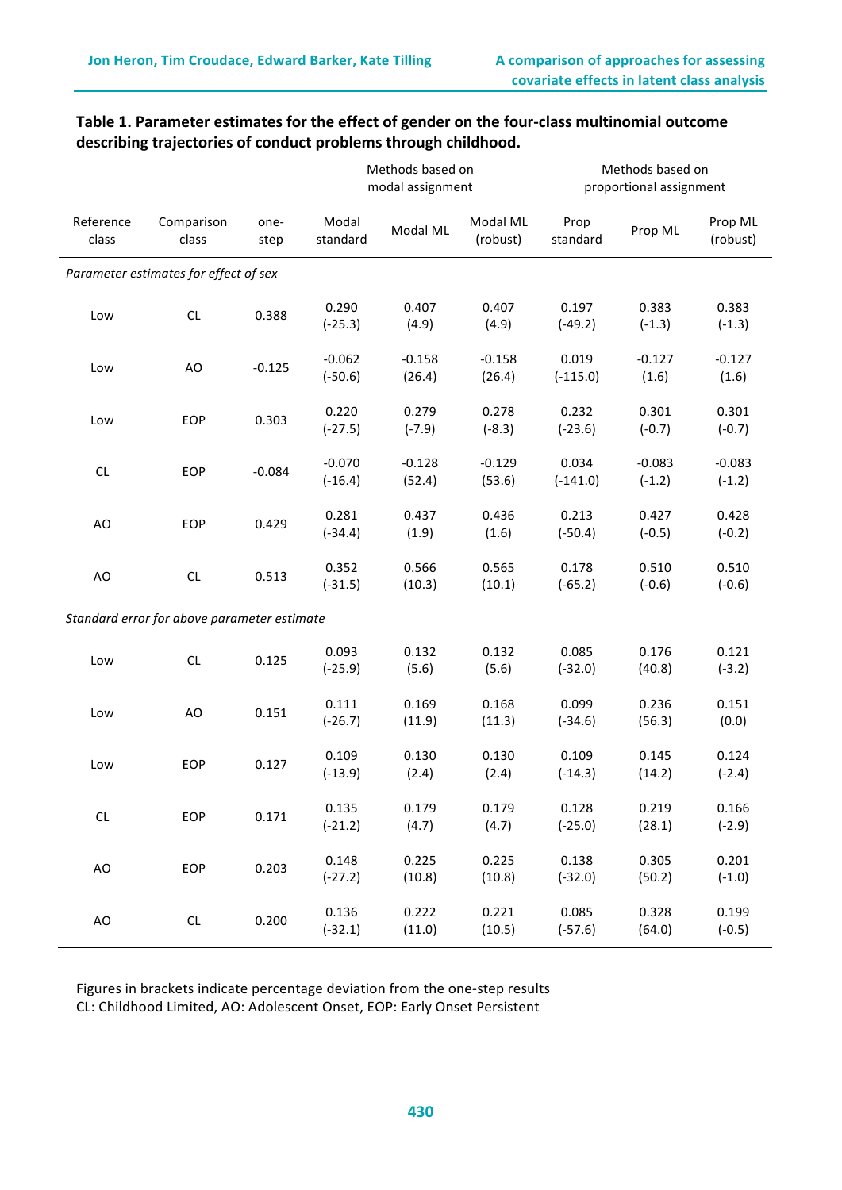**Table 1. Parameter estimates for the effect of gender on the four-class multinomial outcome describing trajectories of conduct problems through childhood.**

| | | | Methods based on modal assignment | | | Methods based on proportional assignment | | |
|---|---|---|---|---|---|---|---|---|
| Reference class | Comparison class | one-step | Modal standard | Modal ML | Modal ML (robust) | Prop standard | Prop ML | Prop ML (robust) |
| *Parameter estimates for effect of sex* | | | | | | | | |
| Low | CL | 0.388 | 0.290 (-25.3) | 0.407 (4.9) | 0.407 (4.9) | 0.197 (-49.2) | 0.383 (-1.3) | 0.383 (-1.3) |
| Low | AO | -0.125 | -0.062 (-50.6) | -0.158 (26.4) | -0.158 (26.4) | 0.019 (-115.0) | -0.127 (1.6) | -0.127 (1.6) |
| Low | EOP | 0.303 | 0.220 (-27.5) | 0.279 (-7.9) | 0.278 (-8.3) | 0.232 (-23.6) | 0.301 (-0.7) | 0.301 (-0.7) |
| CL | EOP | -0.084 | -0.070 (-16.4) | -0.128 (52.4) | -0.129 (53.6) | 0.034 (-141.0) | -0.083 (-1.2) | -0.083 (-1.2) |
| AO | EOP | 0.429 | 0.281 (-34.4) | 0.437 (1.9) | 0.436 (1.6) | 0.213 (-50.4) | 0.427 (-0.5) | 0.428 (-0.2) |
| AO | CL | 0.513 | 0.352 (-31.5) | 0.566 (10.3) | 0.565 (10.1) | 0.178 (-65.2) | 0.510 (-0.6) | 0.510 (-0.6) |
| *Standard error for above parameter estimate* | | | | | | | | |
| Low | CL | 0.125 | 0.093 (-25.9) | 0.132 (5.6) | 0.132 (5.6) | 0.085 (-32.0) | 0.176 (40.8) | 0.121 (-3.2) |
| Low | AO | 0.151 | 0.111 (-26.7) | 0.169 (11.9) | 0.168 (11.3) | 0.099 (-34.6) | 0.236 (56.3) | 0.151 (0.0) |
| Low | EOP | 0.127 | 0.109 (-13.9) | 0.130 (2.4) | 0.130 (2.4) | 0.109 (-14.3) | 0.145 (14.2) | 0.124 (-2.4) |
| CL | EOP | 0.171 | 0.135 (-21.2) | 0.179 (4.7) | 0.179 (4.7) | 0.128 (-25.0) | 0.219 (28.1) | 0.166 (-2.9) |
| AO | EOP | 0.203 | 0.148 (-27.2) | 0.225 (10.8) | 0.225 (10.8) | 0.138 (-32.0) | 0.305 (50.2) | 0.201 (-1.0) |
| AO | CL | 0.200 | 0.136 (-32.1) | 0.222 (11.0) | 0.221 (10.5) | 0.085 (-57.6) | 0.328 (64.0) | 0.199 (-0.5) |

Figures in brackets indicate percentage deviation from the one-step results
CL: Childhood Limited, AO: Adolescent Onset, EOP: Early Onset Persistent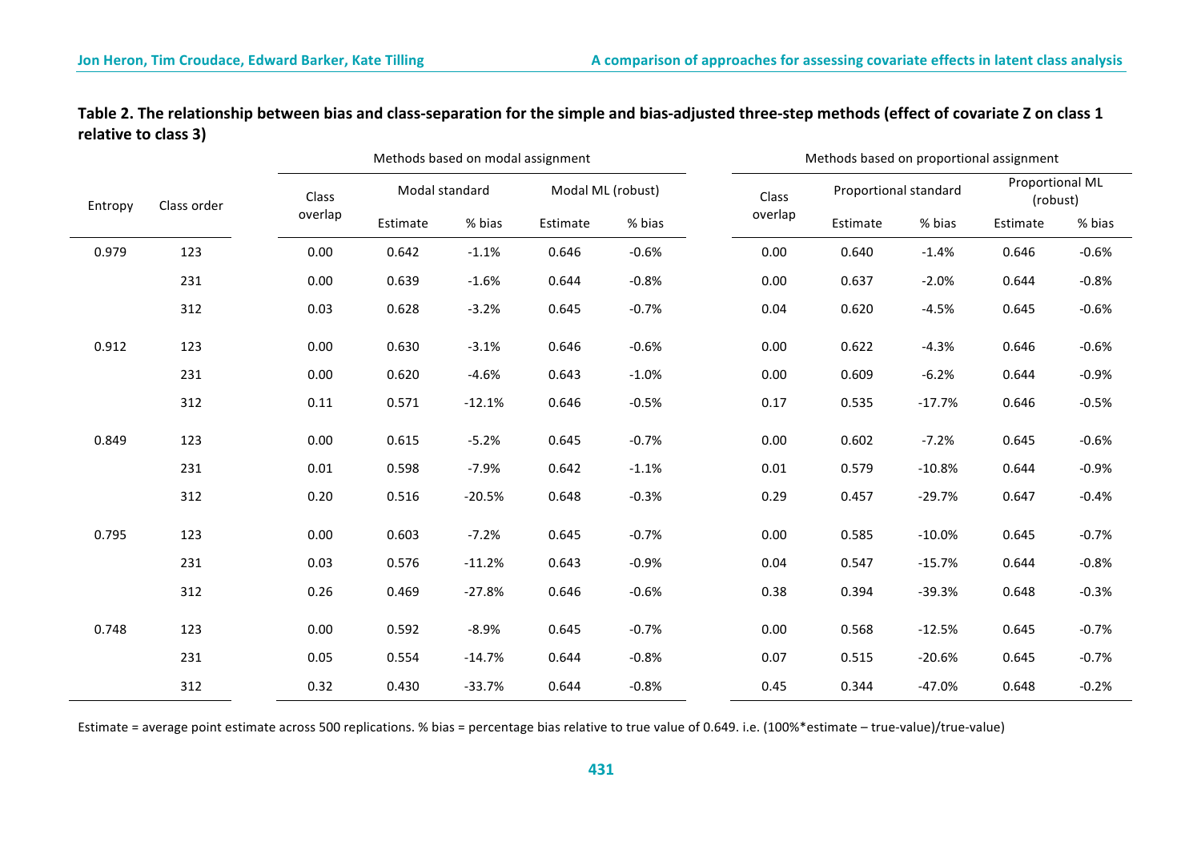**Table 2. The relationship between bias and class-separation for the simple and bias-adjusted three-step methods (effect of covariate Z on class 1 relative to class 3)**

| | | Methods based on modal assignment | | | | | Methods based on proportional assignment | | | | |
|---|---|---|---|---|---|---|---|---|---|---|---|
| Entropy | Class order | Class overlap | Modal standard | | Modal ML (robust) | | Class overlap | Proportional standard | | Proportional ML (robust) | |
| | | | Estimate | % bias | Estimate | % bias | | Estimate | % bias | Estimate | % bias |
| 0.979 | 123 | 0.00 | 0.642 | -1.1% | 0.646 | -0.6% | 0.00 | 0.640 | -1.4% | 0.646 | -0.6% |
| | 231 | 0.00 | 0.639 | -1.6% | 0.644 | -0.8% | 0.00 | 0.637 | -2.0% | 0.644 | -0.8% |
| | 312 | 0.03 | 0.628 | -3.2% | 0.645 | -0.7% | 0.04 | 0.620 | -4.5% | 0.645 | -0.6% |
| 0.912 | 123 | 0.00 | 0.630 | -3.1% | 0.646 | -0.6% | 0.00 | 0.622 | -4.3% | 0.646 | -0.6% |
| | 231 | 0.00 | 0.620 | -4.6% | 0.643 | -1.0% | 0.00 | 0.609 | -6.2% | 0.644 | -0.9% |
| | 312 | 0.11 | 0.571 | -12.1% | 0.646 | -0.5% | 0.17 | 0.535 | -17.7% | 0.646 | -0.5% |
| 0.849 | 123 | 0.00 | 0.615 | -5.2% | 0.645 | -0.7% | 0.00 | 0.602 | -7.2% | 0.645 | -0.6% |
| | 231 | 0.01 | 0.598 | -7.9% | 0.642 | -1.1% | 0.01 | 0.579 | -10.8% | 0.644 | -0.9% |
| | 312 | 0.20 | 0.516 | -20.5% | 0.648 | -0.3% | 0.29 | 0.457 | -29.7% | 0.647 | -0.4% |
| 0.795 | 123 | 0.00 | 0.603 | -7.2% | 0.645 | -0.7% | 0.00 | 0.585 | -10.0% | 0.645 | -0.7% |
| | 231 | 0.03 | 0.576 | -11.2% | 0.643 | -0.9% | 0.04 | 0.547 | -15.7% | 0.644 | -0.8% |
| | 312 | 0.26 | 0.469 | -27.8% | 0.646 | -0.6% | 0.38 | 0.394 | -39.3% | 0.648 | -0.3% |
| 0.748 | 123 | 0.00 | 0.592 | -8.9% | 0.645 | -0.7% | 0.00 | 0.568 | -12.5% | 0.645 | -0.7% |
| | 231 | 0.05 | 0.554 | -14.7% | 0.644 | -0.8% | 0.07 | 0.515 | -20.6% | 0.645 | -0.7% |
| | 312 | 0.32 | 0.430 | -33.7% | 0.644 | -0.8% | 0.45 | 0.344 | -47.0% | 0.648 | -0.2% |

Estimate = average point estimate across 500 replications. % bias = percentage bias relative to true value of 0.649. i.e. (100%*estimate – true-value)/true-value)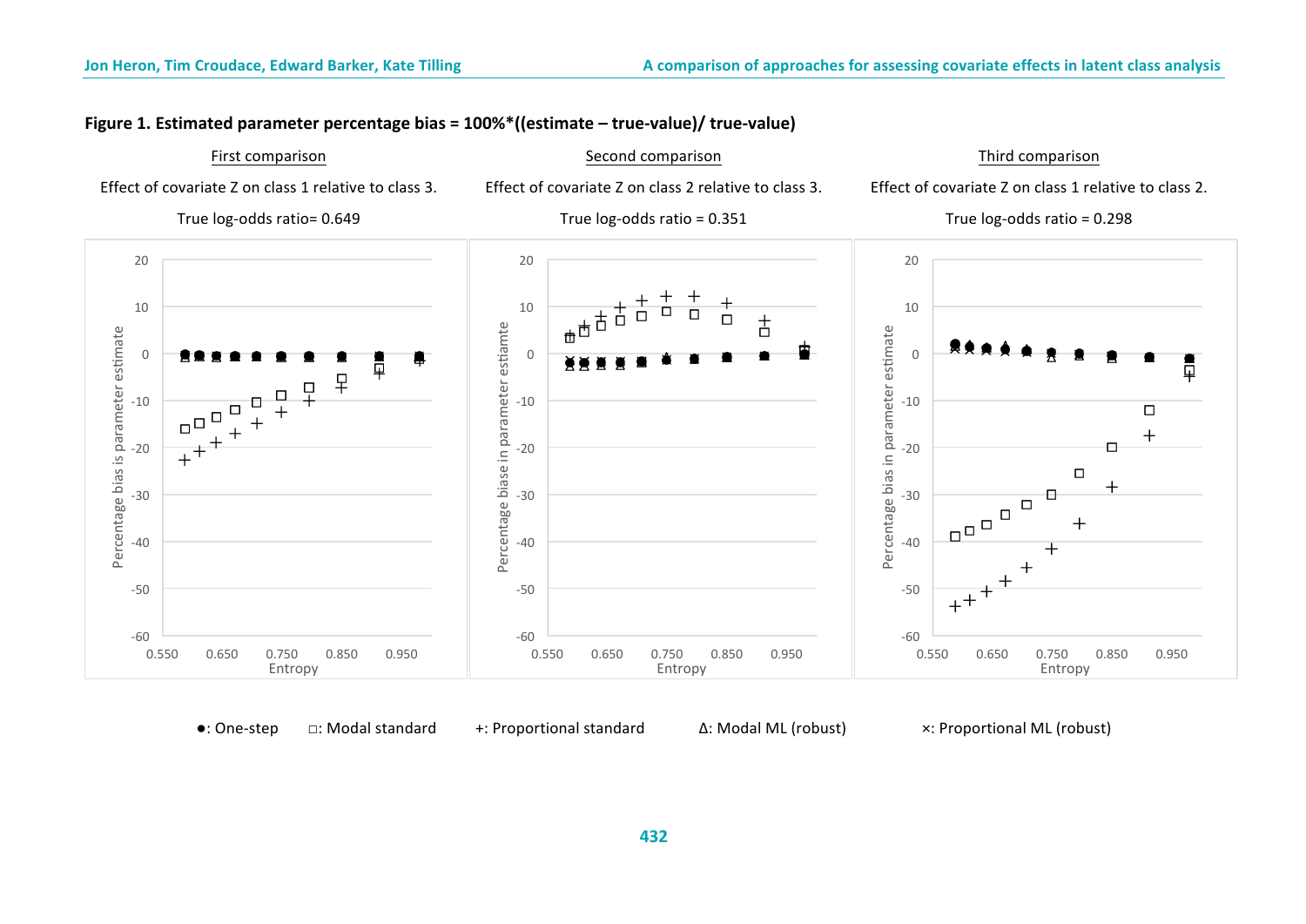**Figure 1. Estimated parameter percentage bias = 100%*((estimate – true-value)/ true-value)**

First comparison

Effect of covariate Z on class 1 relative to class 3.

True log-odds ratio= 0.649

Second comparison

Effect of covariate Z on class 2 relative to class 3.

True log-odds ratio = 0.351

Third comparison

Effect of covariate Z on class 1 relative to class 2.

True log-odds ratio = 0.298

●: One-step □: Modal standard +: Proportional standard Δ: Modal ML (robust) ×: Proportional ML (robust)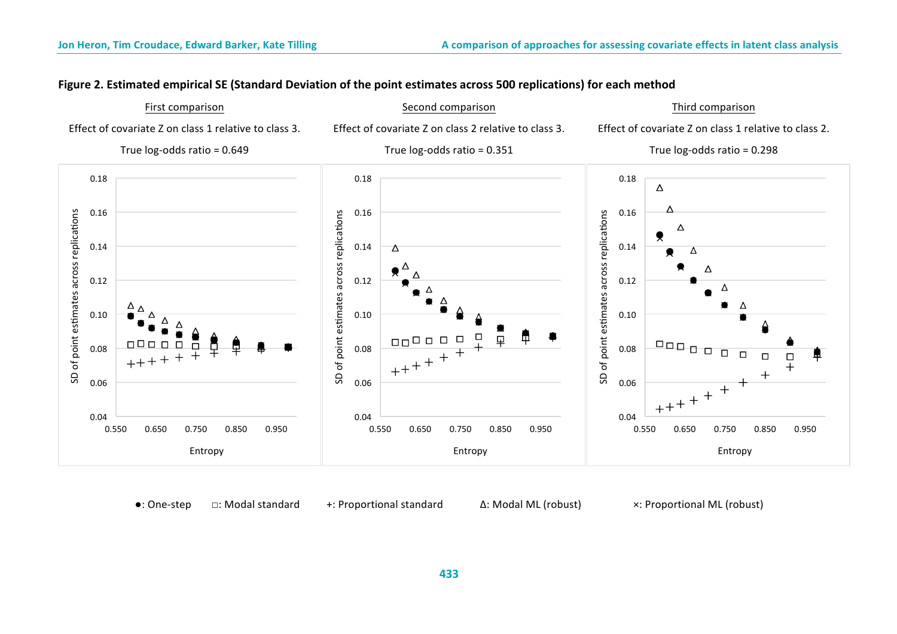**Figure 2. Estimated empirical SE (Standard Deviation of the point estimates across 500 replications) for each method**

First comparison

Effect of covariate Z on class 1 relative to class 3.

True log-odds ratio = 0.649

Second comparison

Effect of covariate Z on class 2 relative to class 3.

True log-odds ratio = 0.351

Third comparison

Effect of covariate Z on class 1 relative to class 2.

True log-odds ratio = 0.298

●: One-step □: Modal standard +: Proportional standard Δ: Modal ML (robust) ×: Proportional ML (robust)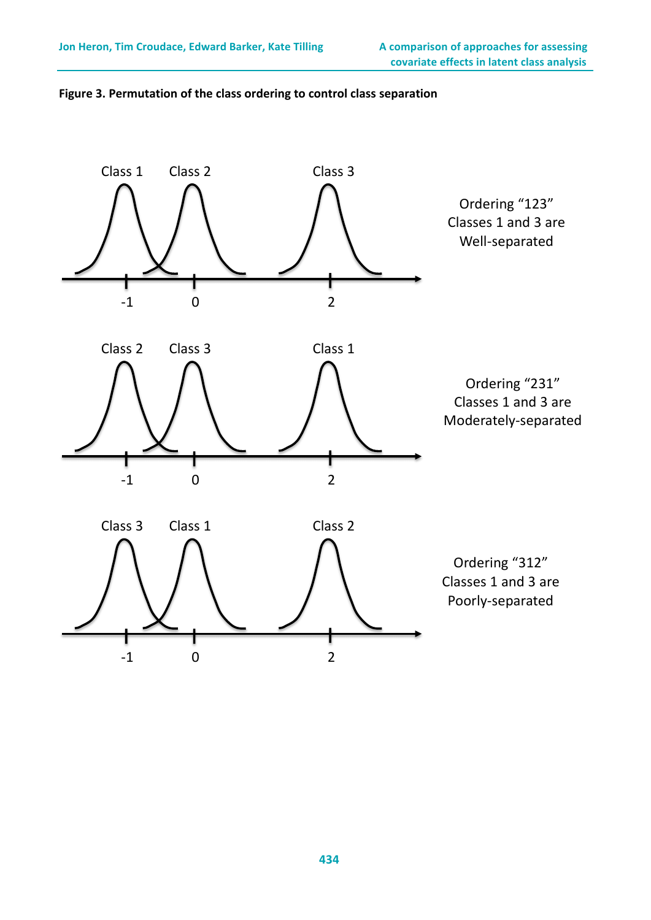**Figure 3. Permutation of the class ordering to control class separation**

Class 1 Class 2 Class 3

-1 0 2

Ordering "123"
Classes 1 and 3 are
Well-separated

Class 2 Class 3 Class 1

-1 0 2

Ordering "231"
Classes 1 and 3 are
Moderately-separated

Class 3 Class 1 Class 2

-1 0 2

Ordering "312"
Classes 1 and 3 are
Poorly-separated